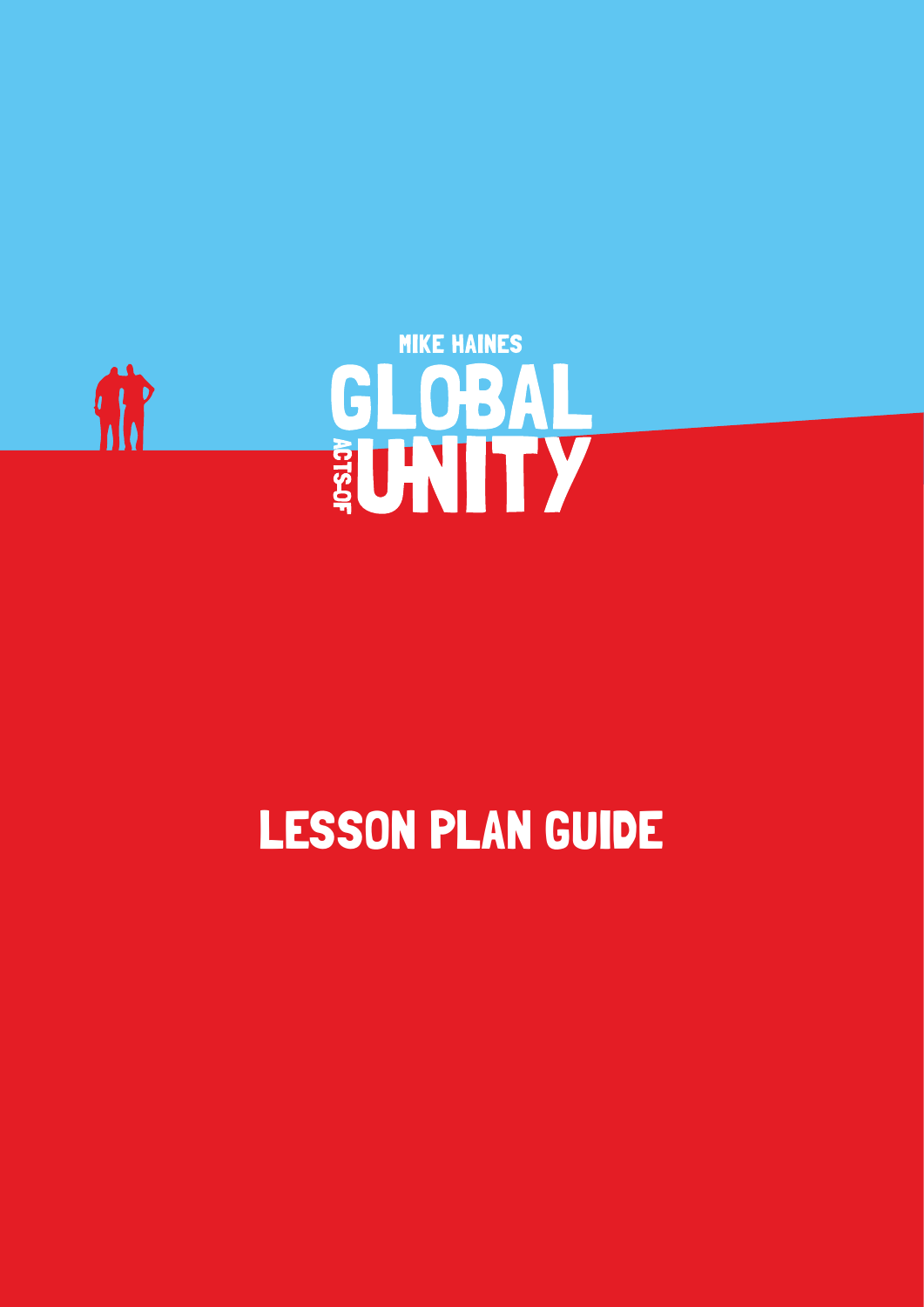MIKE HAINES

# GLOBAL ACTS OF UNITY

## LESSON PLAN GUIDE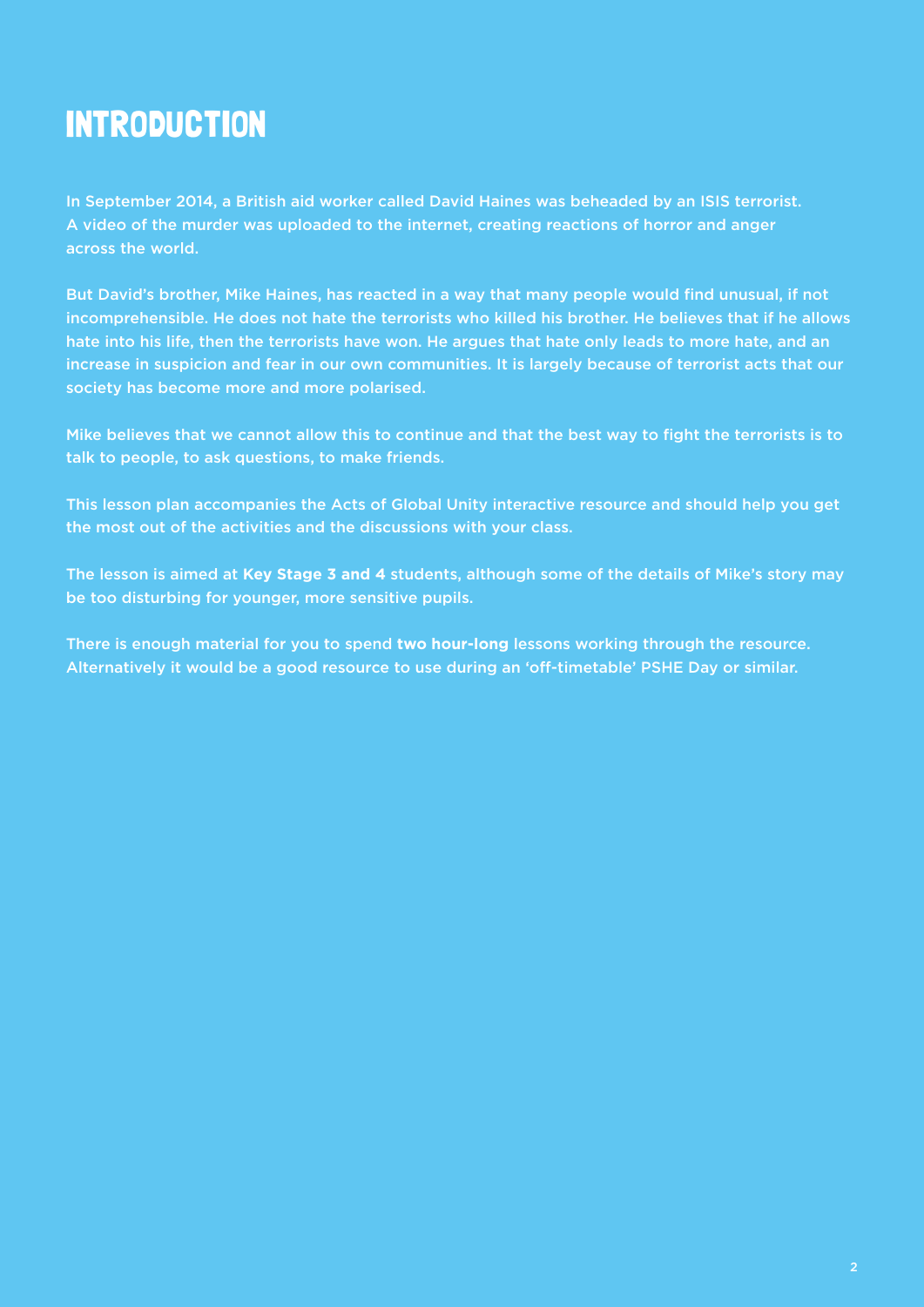# INTRODUCTION

In September 2014, a British aid worker called David Haines was beheaded by an ISIS terrorist. A video of the murder was uploaded to the internet, creating reactions of horror and anger across the world.

But David's brother, Mike Haines, has reacted in a way that many people would find unusual, if not incomprehensible. He does not hate the terrorists who killed his brother. He believes that if he allows hate into his life, then the terrorists have won. He argues that hate only leads to more hate, and an increase in suspicion and fear in our own communities. It is largely because of terrorist acts that our society has become more and more polarised.

Mike believes that we cannot allow this to continue and that the best way to fight the terrorists is to talk to people, to ask questions, to make friends.

This lesson plan accompanies the Acts of Global Unity interactive resource and should help you get the most out of the activities and the discussions with your class.

The lesson is aimed at **Key Stage 3 and 4** students, although some of the details of Mike's story may be too disturbing for younger, more sensitive pupils.

There is enough material for you to spend **two hour-long** lessons working through the resource. Alternatively it would be a good resource to use during an 'off-timetable' PSHE Day or similar.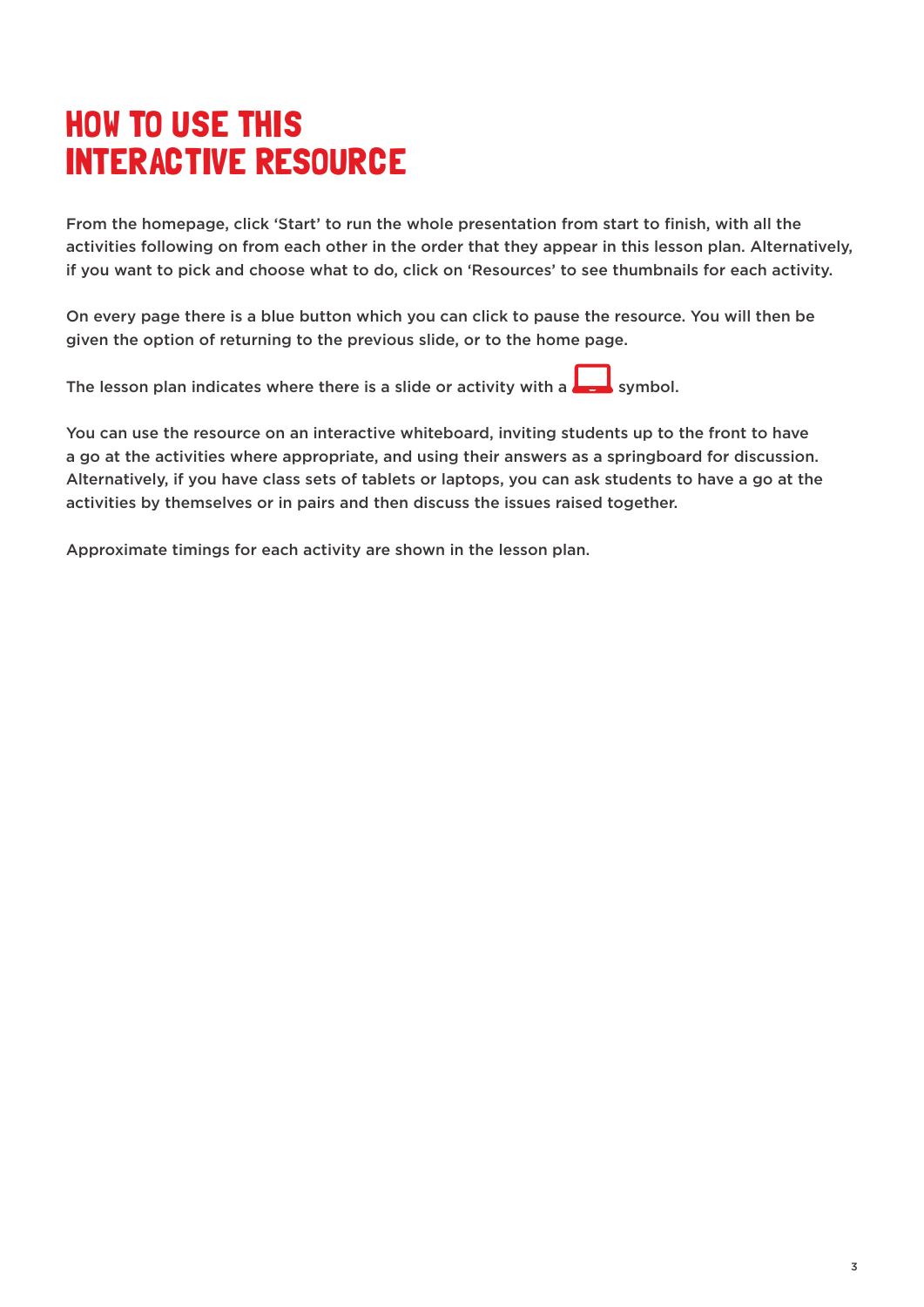# HOW TO USE THIS INTERACTIVE RESOURCE

From the homepage, click 'Start' to run the whole presentation from start to finish, with all the activities following on from each other in the order that they appear in this lesson plan. Alternatively, if you want to pick and choose what to do, click on 'Resources' to see thumbnails for each activity.

On every page there is a blue button which you can click to pause the resource. You will then be given the option of returning to the previous slide, or to the home page.

The lesson plan indicates where there is a slide or activity with a symbol.

You can use the resource on an interactive whiteboard, inviting students up to the front to have a go at the activities where appropriate, and using their answers as a springboard for discussion. Alternatively, if you have class sets of tablets or laptops, you can ask students to have a go at the activities by themselves or in pairs and then discuss the issues raised together.

Approximate timings for each activity are shown in the lesson plan.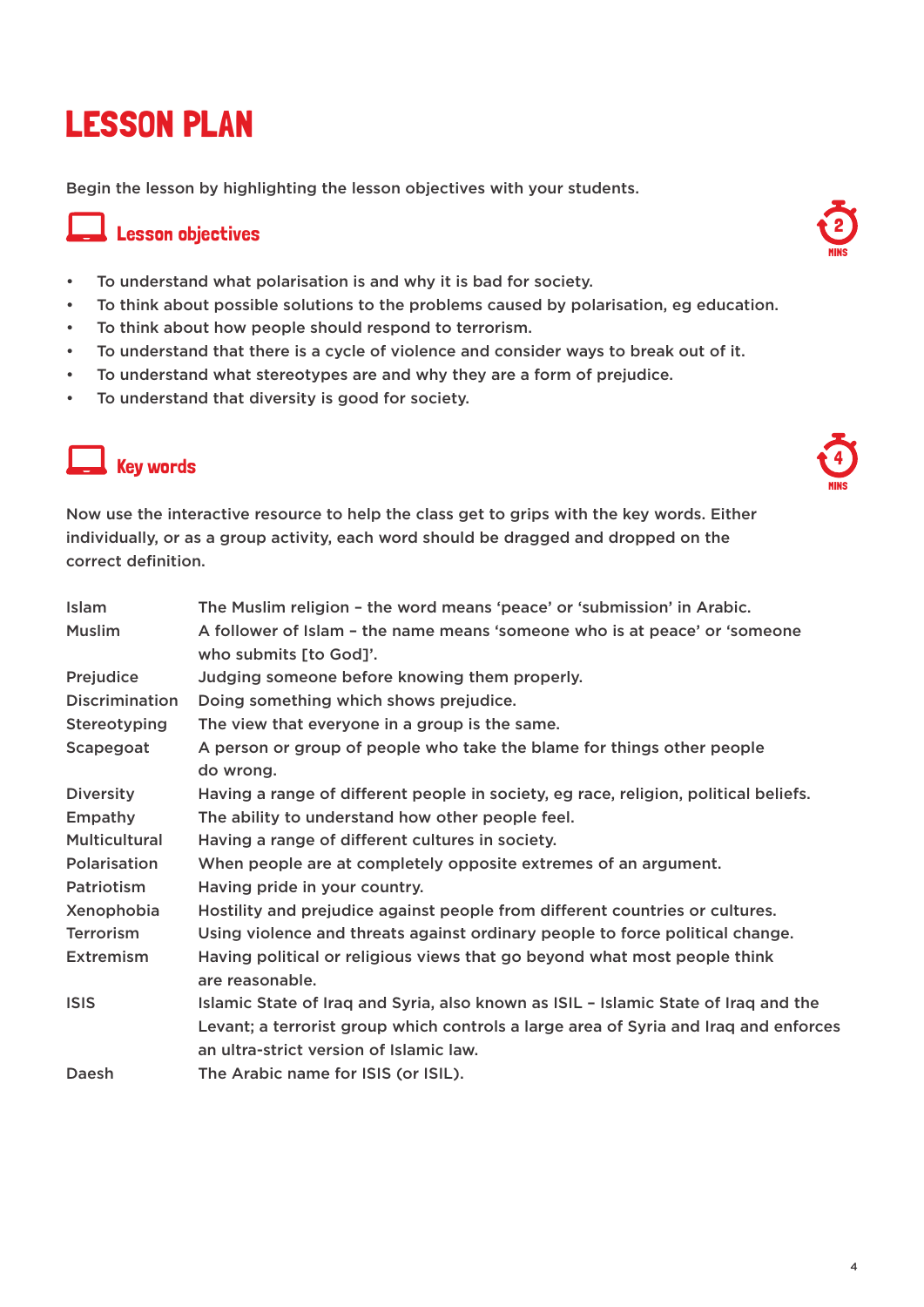# LESSON PLAN

Begin the lesson by highlighting the lesson objectives with your students.

## Lesson objectives

2 MINS

- To understand what polarisation is and why it is bad for society.
- To think about possible solutions to the problems caused by polarisation, eg education.
- To think about how people should respond to terrorism.
- To understand that there is a cycle of violence and consider ways to break out of it.
- To understand what stereotypes are and why they are a form of prejudice.
- To understand that diversity is good for society.

## Key words

4 MINS

Now use the interactive resource to help the class get to grips with the key words. Either individually, or as a group activity, each word should be dragged and dropped on the correct definition.

| | |
|---|---|
| Islam | The Muslim religion – the word means 'peace' or 'submission' in Arabic. |
| Muslim | A follower of Islam – the name means 'someone who is at peace' or 'someone who submits [to God]'. |
| Prejudice | Judging someone before knowing them properly. |
| Discrimination | Doing something which shows prejudice. |
| Stereotyping | The view that everyone in a group is the same. |
| Scapegoat | A person or group of people who take the blame for things other people do wrong. |
| Diversity | Having a range of different people in society, eg race, religion, political beliefs. |
| Empathy | The ability to understand how other people feel. |
| Multicultural | Having a range of different cultures in society. |
| Polarisation | When people are at completely opposite extremes of an argument. |
| Patriotism | Having pride in your country. |
| Xenophobia | Hostility and prejudice against people from different countries or cultures. |
| Terrorism | Using violence and threats against ordinary people to force political change. |
| Extremism | Having political or religious views that go beyond what most people think are reasonable. |
| ISIS | Islamic State of Iraq and Syria, also known as ISIL – Islamic State of Iraq and the Levant; a terrorist group which controls a large area of Syria and Iraq and enforces an ultra-strict version of Islamic law. |
| Daesh | The Arabic name for ISIS (or ISIL). |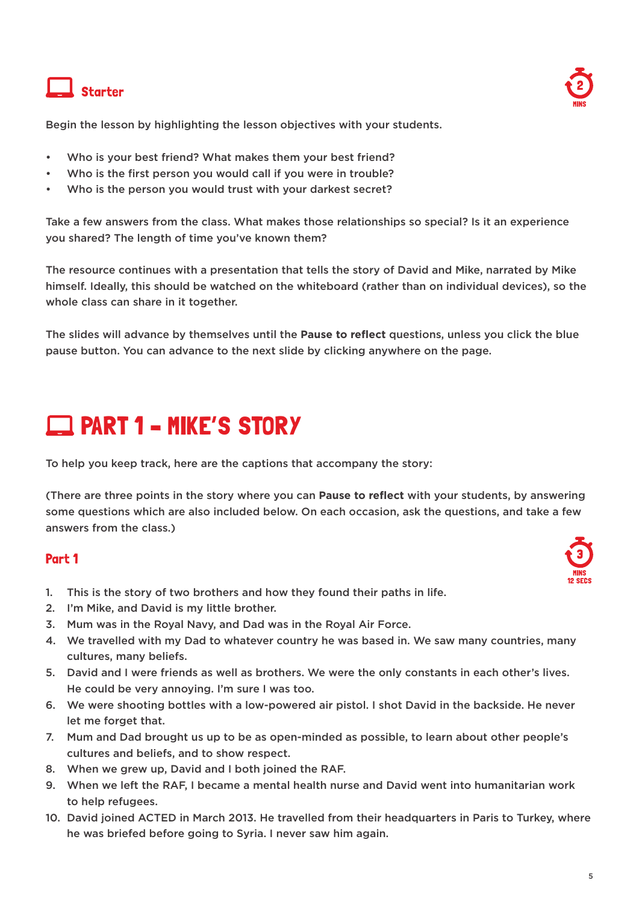## Starter

2 MINS

Begin the lesson by highlighting the lesson objectives with your students.

- Who is your best friend? What makes them your best friend?
- Who is the first person you would call if you were in trouble?
- Who is the person you would trust with your darkest secret?

Take a few answers from the class. What makes those relationships so special? Is it an experience you shared? The length of time you've known them?

The resource continues with a presentation that tells the story of David and Mike, narrated by Mike himself. Ideally, this should be watched on the whiteboard (rather than on individual devices), so the whole class can share in it together.

The slides will advance by themselves until the **Pause to reflect** questions, unless you click the blue pause button. You can advance to the next slide by clicking anywhere on the page.

# PART 1 – MIKE'S STORY

To help you keep track, here are the captions that accompany the story:

(There are three points in the story where you can **Pause to reflect** with your students, by answering some questions which are also included below. On each occasion, ask the questions, and take a few answers from the class.)

### Part 1

3 MINS 12 SECS

1. This is the story of two brothers and how they found their paths in life.
2. I'm Mike, and David is my little brother.
3. Mum was in the Royal Navy, and Dad was in the Royal Air Force.
4. We travelled with my Dad to whatever country he was based in. We saw many countries, many cultures, many beliefs.
5. David and I were friends as well as brothers. We were the only constants in each other's lives. He could be very annoying. I'm sure I was too.
6. We were shooting bottles with a low-powered air pistol. I shot David in the backside. He never let me forget that.
7. Mum and Dad brought us up to be as open-minded as possible, to learn about other people's cultures and beliefs, and to show respect.
8. When we grew up, David and I both joined the RAF.
9. When we left the RAF, I became a mental health nurse and David went into humanitarian work to help refugees.
10. David joined ACTED in March 2013. He travelled from their headquarters in Paris to Turkey, where he was briefed before going to Syria. I never saw him again.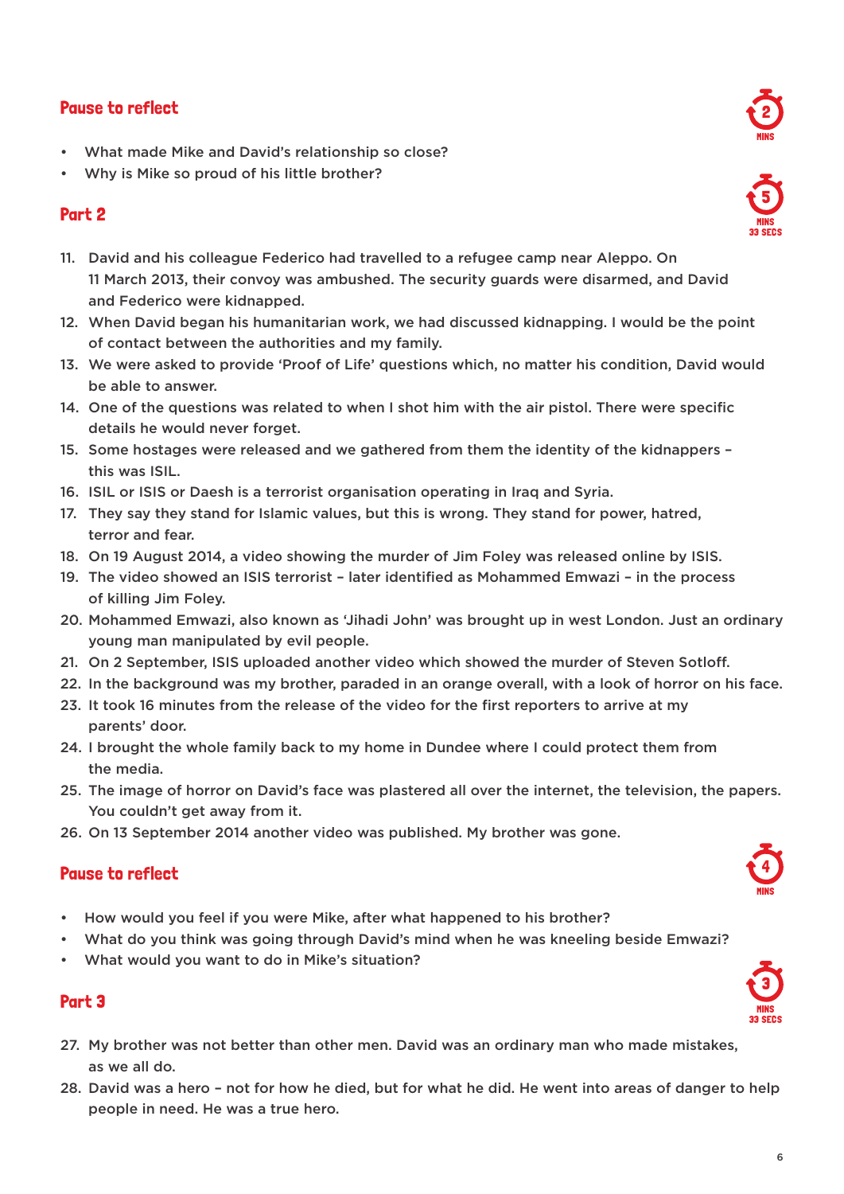## Pause to reflect

2 MINS

- What made Mike and David's relationship so close?
- Why is Mike so proud of his little brother?

## Part 2

5 MINS 33 SECS

11. David and his colleague Federico had travelled to a refugee camp near Aleppo. On 11 March 2013, their convoy was ambushed. The security guards were disarmed, and David and Federico were kidnapped.
12. When David began his humanitarian work, we had discussed kidnapping. I would be the point of contact between the authorities and my family.
13. We were asked to provide 'Proof of Life' questions which, no matter his condition, David would be able to answer.
14. One of the questions was related to when I shot him with the air pistol. There were specific details he would never forget.
15. Some hostages were released and we gathered from them the identity of the kidnappers – this was ISIL.
16. ISIL or ISIS or Daesh is a terrorist organisation operating in Iraq and Syria.
17. They say they stand for Islamic values, but this is wrong. They stand for power, hatred, terror and fear.
18. On 19 August 2014, a video showing the murder of Jim Foley was released online by ISIS.
19. The video showed an ISIS terrorist – later identified as Mohammed Emwazi – in the process of killing Jim Foley.
20. Mohammed Emwazi, also known as 'Jihadi John' was brought up in west London. Just an ordinary young man manipulated by evil people.
21. On 2 September, ISIS uploaded another video which showed the murder of Steven Sotloff.
22. In the background was my brother, paraded in an orange overall, with a look of horror on his face.
23. It took 16 minutes from the release of the video for the first reporters to arrive at my parents' door.
24. I brought the whole family back to my home in Dundee where I could protect them from the media.
25. The image of horror on David's face was plastered all over the internet, the television, the papers. You couldn't get away from it.
26. On 13 September 2014 another video was published. My brother was gone.

## Pause to reflect

4 MINS

- How would you feel if you were Mike, after what happened to his brother?
- What do you think was going through David's mind when he was kneeling beside Emwazi?
- What would you want to do in Mike's situation?

## Part 3

3 MINS 33 SECS

27. My brother was not better than other men. David was an ordinary man who made mistakes, as we all do.
28. David was a hero – not for how he died, but for what he did. He went into areas of danger to help people in need. He was a true hero.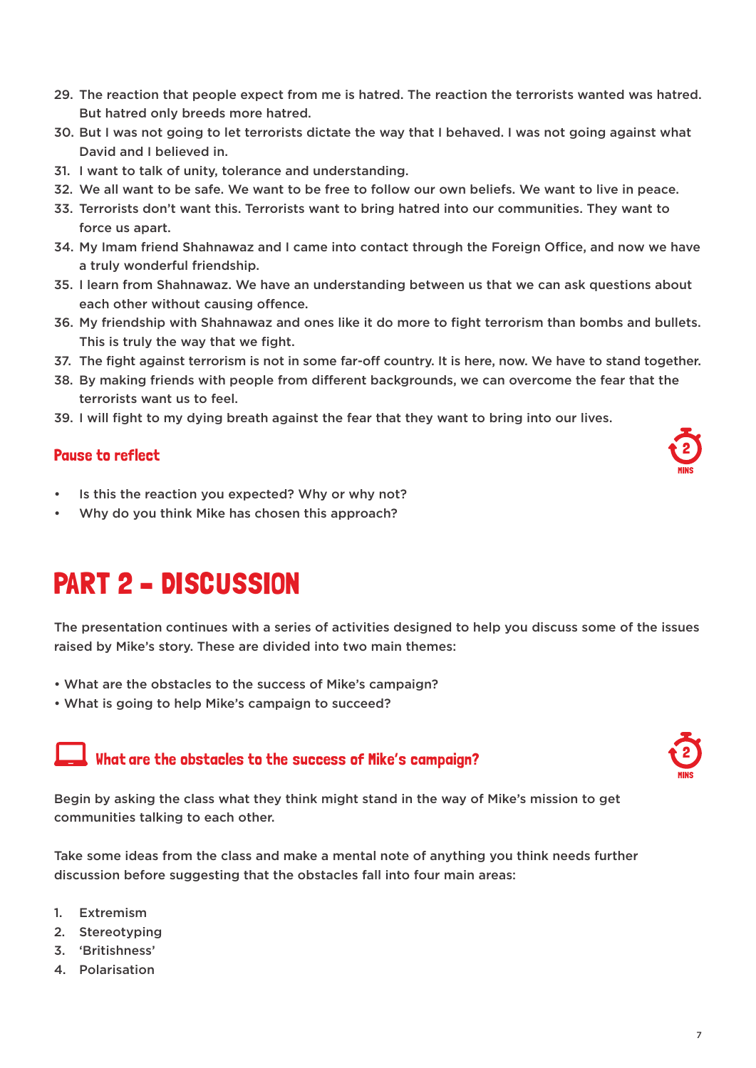29. The reaction that people expect from me is hatred. The reaction the terrorists wanted was hatred. But hatred only breeds more hatred.
30. But I was not going to let terrorists dictate the way that I behaved. I was not going against what David and I believed in.
31. I want to talk of unity, tolerance and understanding.
32. We all want to be safe. We want to be free to follow our own beliefs. We want to live in peace.
33. Terrorists don't want this. Terrorists want to bring hatred into our communities. They want to force us apart.
34. My Imam friend Shahnawaz and I came into contact through the Foreign Office, and now we have a truly wonderful friendship.
35. I learn from Shahnawaz. We have an understanding between us that we can ask questions about each other without causing offence.
36. My friendship with Shahnawaz and ones like it do more to fight terrorism than bombs and bullets. This is truly the way that we fight.
37. The fight against terrorism is not in some far-off country. It is here, now. We have to stand together.
38. By making friends with people from different backgrounds, we can overcome the fear that the terrorists want us to feel.
39. I will fight to my dying breath against the fear that they want to bring into our lives.

### Pause to reflect

2 MINS

- Is this the reaction you expected? Why or why not?
- Why do you think Mike has chosen this approach?

## PART 2 – DISCUSSION

The presentation continues with a series of activities designed to help you discuss some of the issues raised by Mike's story. These are divided into two main themes:

- What are the obstacles to the success of Mike's campaign?
- What is going to help Mike's campaign to succeed?

### What are the obstacles to the success of Mike's campaign?

2 MINS

Begin by asking the class what they think might stand in the way of Mike's mission to get communities talking to each other.

Take some ideas from the class and make a mental note of anything you think needs further discussion before suggesting that the obstacles fall into four main areas:

1. Extremism
2. Stereotyping
3. 'Britishness'
4. Polarisation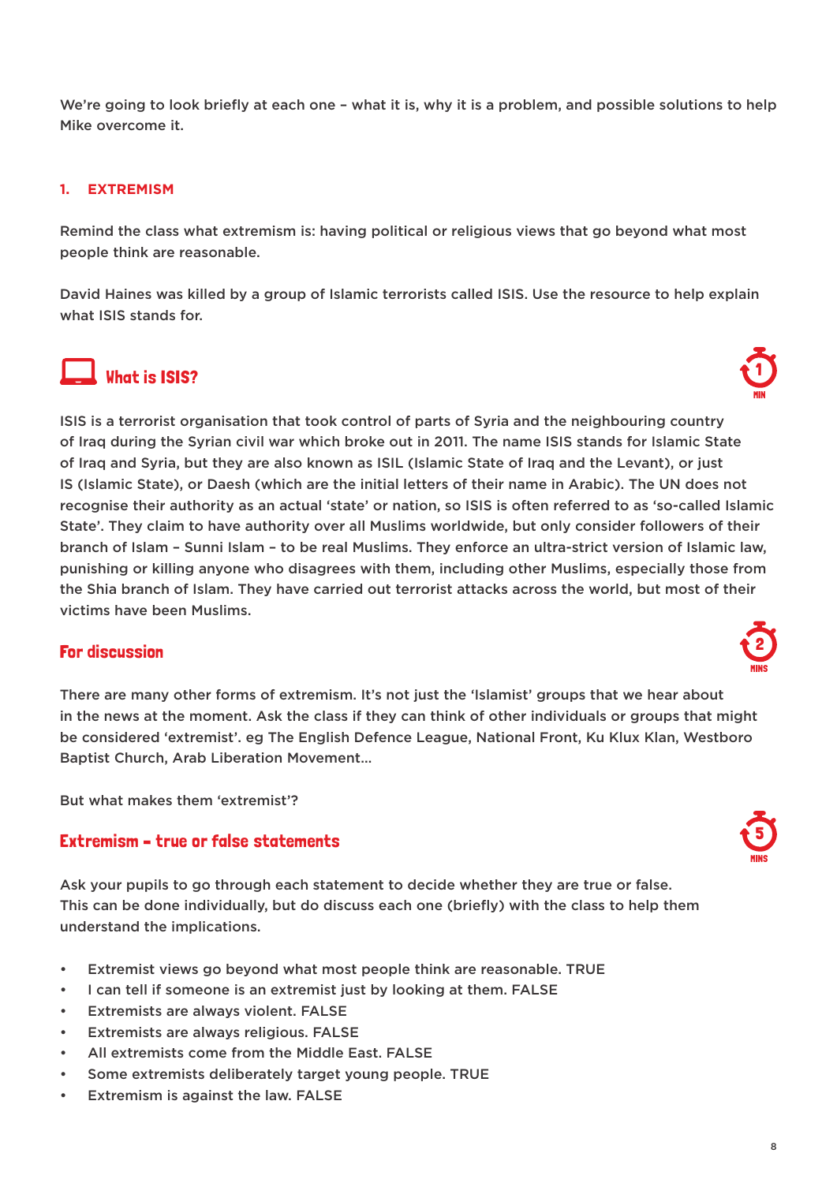We're going to look briefly at each one – what it is, why it is a problem, and possible solutions to help Mike overcome it.

## 1. EXTREMISM

Remind the class what extremism is: having political or religious views that go beyond what most people think are reasonable.

David Haines was killed by a group of Islamic terrorists called ISIS. Use the resource to help explain what ISIS stands for.

### What is ISIS?

1 MIN

ISIS is a terrorist organisation that took control of parts of Syria and the neighbouring country of Iraq during the Syrian civil war which broke out in 2011. The name ISIS stands for Islamic State of Iraq and Syria, but they are also known as ISIL (Islamic State of Iraq and the Levant), or just IS (Islamic State), or Daesh (which are the initial letters of their name in Arabic). The UN does not recognise their authority as an actual 'state' or nation, so ISIS is often referred to as 'so-called Islamic State'. They claim to have authority over all Muslims worldwide, but only consider followers of their branch of Islam – Sunni Islam – to be real Muslims. They enforce an ultra-strict version of Islamic law, punishing or killing anyone who disagrees with them, including other Muslims, especially those from the Shia branch of Islam. They have carried out terrorist attacks across the world, but most of their victims have been Muslims.

### For discussion

2 MINS

There are many other forms of extremism. It's not just the 'Islamist' groups that we hear about in the news at the moment. Ask the class if they can think of other individuals or groups that might be considered 'extremist'. eg The English Defence League, National Front, Ku Klux Klan, Westboro Baptist Church, Arab Liberation Movement…

But what makes them 'extremist'?

### Extremism – true or false statements

5 MINS

Ask your pupils to go through each statement to decide whether they are true or false. This can be done individually, but do discuss each one (briefly) with the class to help them understand the implications.

- Extremist views go beyond what most people think are reasonable. TRUE
- I can tell if someone is an extremist just by looking at them. FALSE
- Extremists are always violent. FALSE
- Extremists are always religious. FALSE
- All extremists come from the Middle East. FALSE
- Some extremists deliberately target young people. TRUE
- Extremism is against the law. FALSE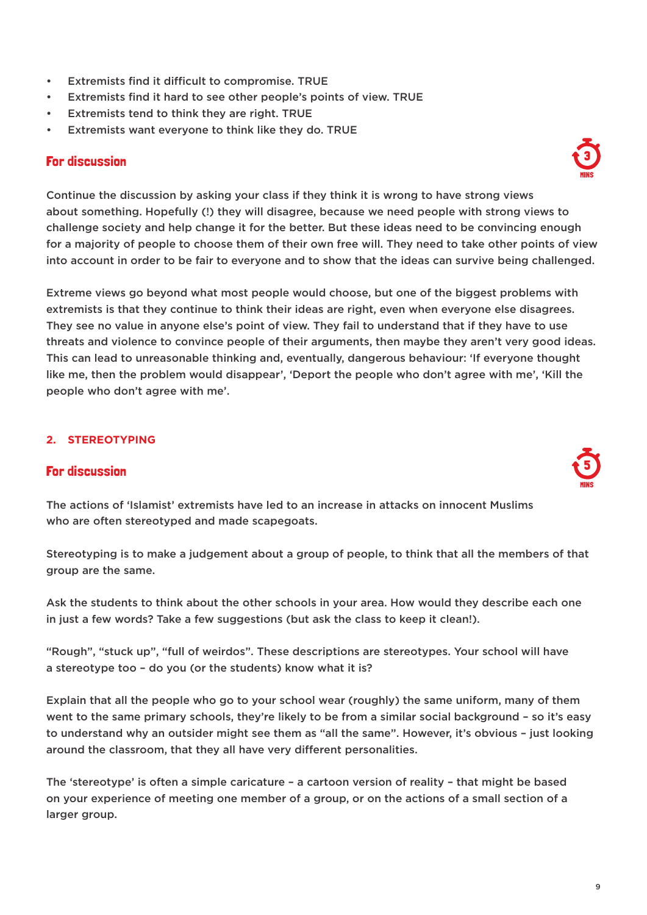- Extremists find it difficult to compromise. TRUE
- Extremists find it hard to see other people's points of view. TRUE
- Extremists tend to think they are right. TRUE
- Extremists want everyone to think like they do. TRUE

### For discussion

3 MINS

Continue the discussion by asking your class if they think it is wrong to have strong views about something. Hopefully (!) they will disagree, because we need people with strong views to challenge society and help change it for the better. But these ideas need to be convincing enough for a majority of people to choose them of their own free will. They need to take other points of view into account in order to be fair to everyone and to show that the ideas can survive being challenged.

Extreme views go beyond what most people would choose, but one of the biggest problems with extremists is that they continue to think their ideas are right, even when everyone else disagrees. They see no value in anyone else's point of view. They fail to understand that if they have to use threats and violence to convince people of their arguments, then maybe they aren't very good ideas. This can lead to unreasonable thinking and, eventually, dangerous behaviour: 'If everyone thought like me, then the problem would disappear', 'Deport the people who don't agree with me', 'Kill the people who don't agree with me'.

## 2. STEREOTYPING

### For discussion

5 MINS

The actions of 'Islamist' extremists have led to an increase in attacks on innocent Muslims who are often stereotyped and made scapegoats.

Stereotyping is to make a judgement about a group of people, to think that all the members of that group are the same.

Ask the students to think about the other schools in your area. How would they describe each one in just a few words? Take a few suggestions (but ask the class to keep it clean!).

"Rough", "stuck up", "full of weirdos". These descriptions are stereotypes. Your school will have a stereotype too – do you (or the students) know what it is?

Explain that all the people who go to your school wear (roughly) the same uniform, many of them went to the same primary schools, they're likely to be from a similar social background – so it's easy to understand why an outsider might see them as "all the same". However, it's obvious – just looking around the classroom, that they all have very different personalities.

The 'stereotype' is often a simple caricature – a cartoon version of reality – that might be based on your experience of meeting one member of a group, or on the actions of a small section of a larger group.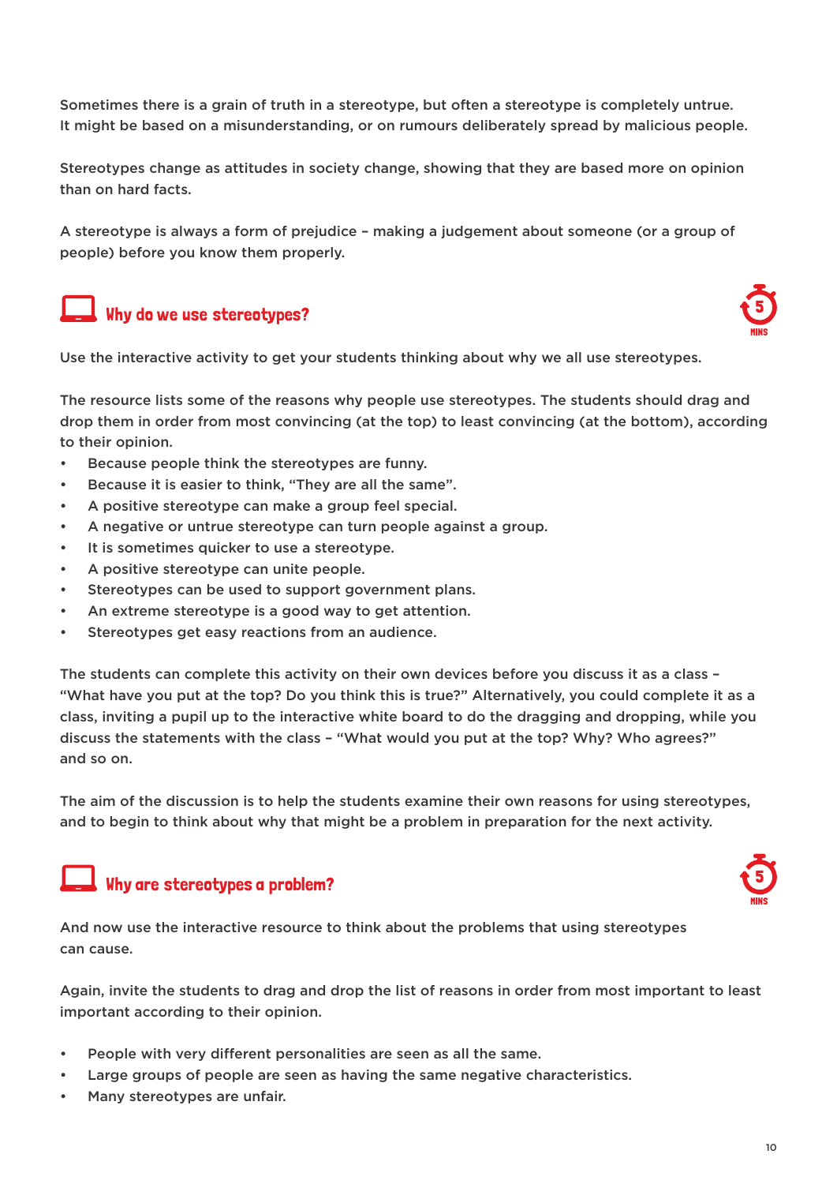Sometimes there is a grain of truth in a stereotype, but often a stereotype is completely untrue. It might be based on a misunderstanding, or on rumours deliberately spread by malicious people.

Stereotypes change as attitudes in society change, showing that they are based more on opinion than on hard facts.

A stereotype is always a form of prejudice – making a judgement about someone (or a group of people) before you know them properly.

## Why do we use stereotypes?

5 MINS

Use the interactive activity to get your students thinking about why we all use stereotypes.

The resource lists some of the reasons why people use stereotypes. The students should drag and drop them in order from most convincing (at the top) to least convincing (at the bottom), according to their opinion.

- Because people think the stereotypes are funny.
- Because it is easier to think, "They are all the same".
- A positive stereotype can make a group feel special.
- A negative or untrue stereotype can turn people against a group.
- It is sometimes quicker to use a stereotype.
- A positive stereotype can unite people.
- Stereotypes can be used to support government plans.
- An extreme stereotype is a good way to get attention.
- Stereotypes get easy reactions from an audience.

The students can complete this activity on their own devices before you discuss it as a class – "What have you put at the top? Do you think this is true?" Alternatively, you could complete it as a class, inviting a pupil up to the interactive white board to do the dragging and dropping, while you discuss the statements with the class – "What would you put at the top? Why? Who agrees?" and so on.

The aim of the discussion is to help the students examine their own reasons for using stereotypes, and to begin to think about why that might be a problem in preparation for the next activity.

## Why are stereotypes a problem?

5 MINS

And now use the interactive resource to think about the problems that using stereotypes can cause.

Again, invite the students to drag and drop the list of reasons in order from most important to least important according to their opinion.

- People with very different personalities are seen as all the same.
- Large groups of people are seen as having the same negative characteristics.
- Many stereotypes are unfair.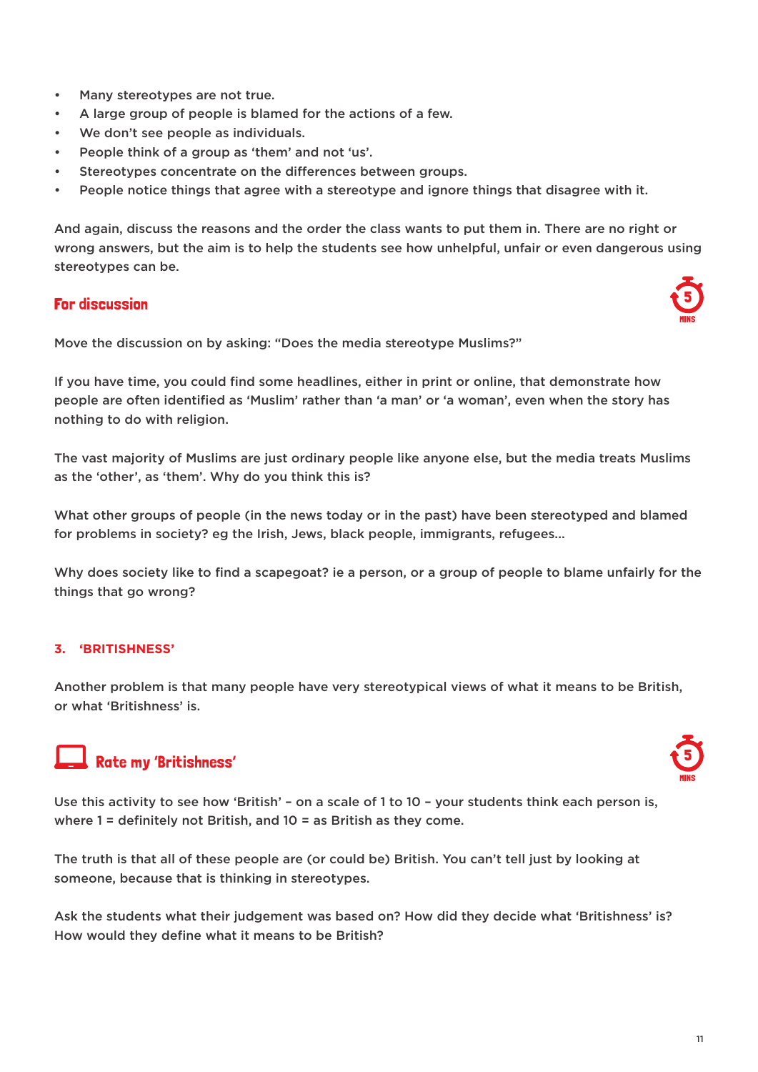- Many stereotypes are not true.
- A large group of people is blamed for the actions of a few.
- We don't see people as individuals.
- People think of a group as 'them' and not 'us'.
- Stereotypes concentrate on the differences between groups.
- People notice things that agree with a stereotype and ignore things that disagree with it.

And again, discuss the reasons and the order the class wants to put them in. There are no right or wrong answers, but the aim is to help the students see how unhelpful, unfair or even dangerous using stereotypes can be.

## For discussion

5 MINS

Move the discussion on by asking: "Does the media stereotype Muslims?"

If you have time, you could find some headlines, either in print or online, that demonstrate how people are often identified as 'Muslim' rather than 'a man' or 'a woman', even when the story has nothing to do with religion.

The vast majority of Muslims are just ordinary people like anyone else, but the media treats Muslims as the 'other', as 'them'. Why do you think this is?

What other groups of people (in the news today or in the past) have been stereotyped and blamed for problems in society? eg the Irish, Jews, black people, immigrants, refugees...

Why does society like to find a scapegoat? ie a person, or a group of people to blame unfairly for the things that go wrong?

### 3. 'BRITISHNESS'

Another problem is that many people have very stereotypical views of what it means to be British, or what 'Britishness' is.

## Rate my 'Britishness'

5 MINS

Use this activity to see how 'British' – on a scale of 1 to 10 – your students think each person is, where 1 = definitely not British, and 10 = as British as they come.

The truth is that all of these people are (or could be) British. You can't tell just by looking at someone, because that is thinking in stereotypes.

Ask the students what their judgement was based on? How did they decide what 'Britishness' is? How would they define what it means to be British?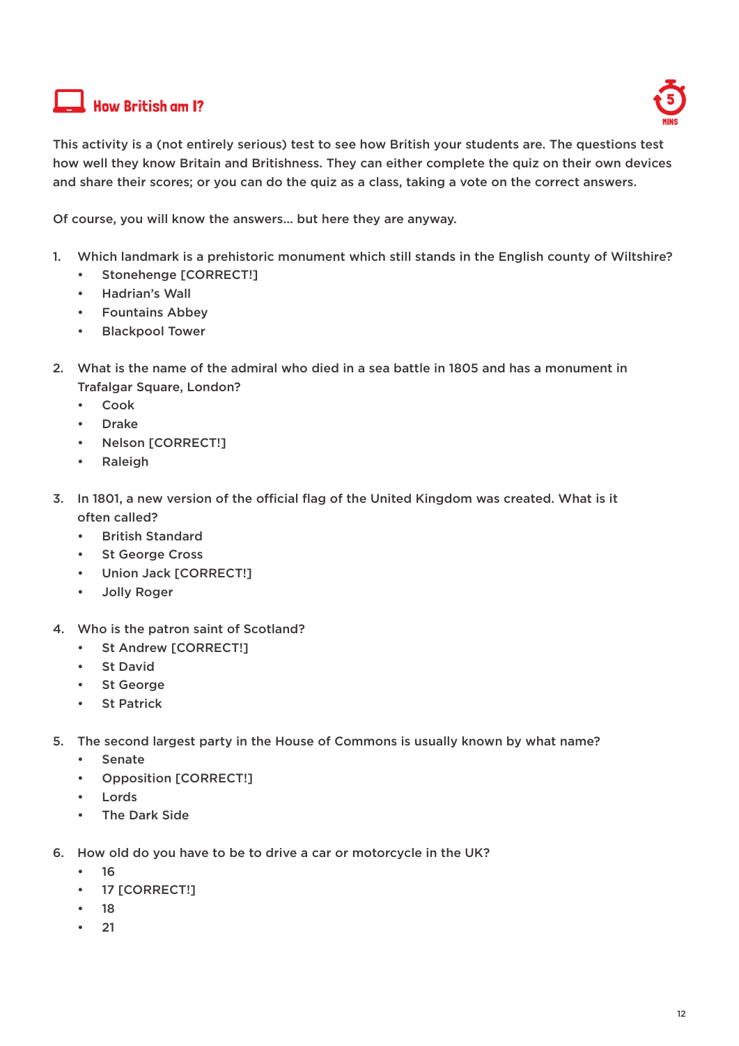## How British am I?

5 MINS

This activity is a (not entirely serious) test to see how British your students are. The questions test how well they know Britain and Britishness. They can either complete the quiz on their own devices and share their scores; or you can do the quiz as a class, taking a vote on the correct answers.

Of course, you will know the answers… but here they are anyway.

1. Which landmark is a prehistoric monument which still stands in the English county of Wiltshire?
    - Stonehenge [CORRECT!]
    - Hadrian's Wall
    - Fountains Abbey
    - Blackpool Tower

2. What is the name of the admiral who died in a sea battle in 1805 and has a monument in Trafalgar Square, London?
    - Cook
    - Drake
    - Nelson [CORRECT!]
    - Raleigh

3. In 1801, a new version of the official flag of the United Kingdom was created. What is it often called?
    - British Standard
    - St George Cross
    - Union Jack [CORRECT!]
    - Jolly Roger

4. Who is the patron saint of Scotland?
    - St Andrew [CORRECT!]
    - St David
    - St George
    - St Patrick

5. The second largest party in the House of Commons is usually known by what name?
    - Senate
    - Opposition [CORRECT!]
    - Lords
    - The Dark Side

6. How old do you have to be to drive a car or motorcycle in the UK?
    - 16
    - 17 [CORRECT!]
    - 18
    - 21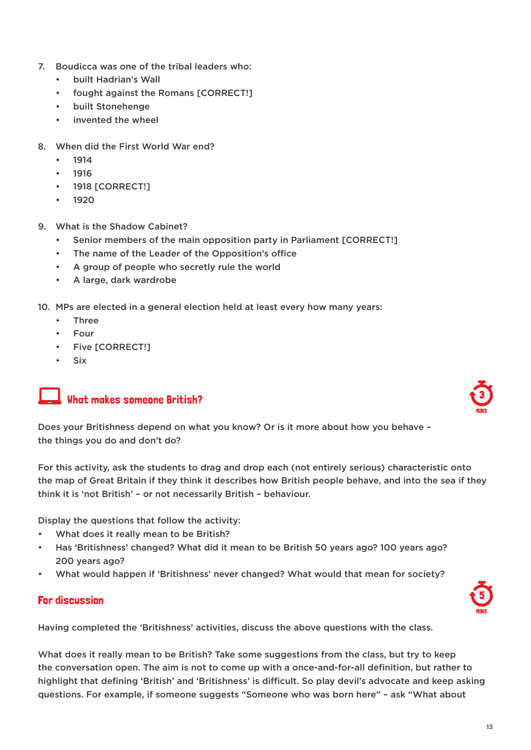7. Boudicca was one of the tribal leaders who:
    - built Hadrian's Wall
    - fought against the Romans [CORRECT!]
    - built Stonehenge
    - invented the wheel

8. When did the First World War end?
    - 1914
    - 1916
    - 1918 [CORRECT!]
    - 1920

9. What is the Shadow Cabinet?
    - Senior members of the main opposition party in Parliament [CORRECT!]
    - The name of the Leader of the Opposition's office
    - A group of people who secretly rule the world
    - A large, dark wardrobe

10. MPs are elected in a general election held at least every how many years:
    - Three
    - Four
    - Five [CORRECT!]
    - Six

## What makes someone British?

3 MINS

Does your Britishness depend on what you know? Or is it more about how you behave – the things you do and don't do?

For this activity, ask the students to drag and drop each (not entirely serious) characteristic onto the map of Great Britain if they think it describes how British people behave, and into the sea if they think it is 'not British' – or not necessarily British – behaviour.

Display the questions that follow the activity:

- What does it really mean to be British?
- Has 'Britishness' changed? What did it mean to be British 50 years ago? 100 years ago? 200 years ago?
- What would happen if 'Britishness' never changed? What would that mean for society?

## For discussion

5 MINS

Having completed the 'Britishness' activities, discuss the above questions with the class.

What does it really mean to be British? Take some suggestions from the class, but try to keep the conversation open. The aim is not to come up with a once-and-for-all definition, but rather to highlight that defining 'British' and 'Britishness' is difficult. So play devil's advocate and keep asking questions. For example, if someone suggests "Someone who was born here" – ask "What about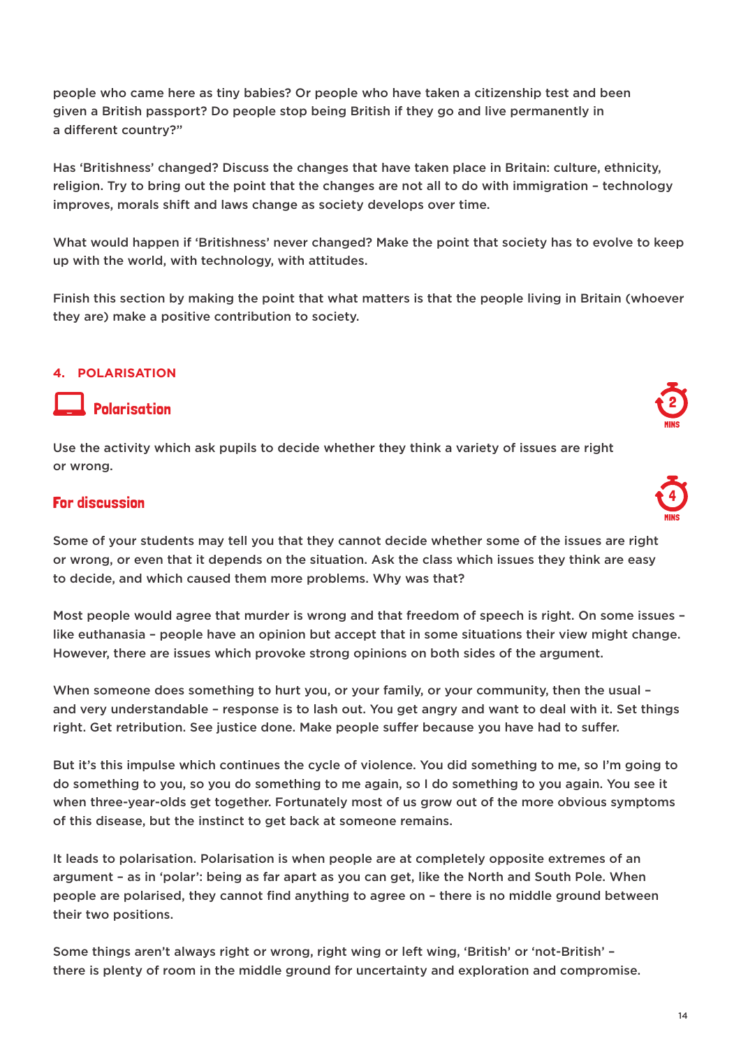people who came here as tiny babies? Or people who have taken a citizenship test and been given a British passport? Do people stop being British if they go and live permanently in a different country?"

Has 'Britishness' changed? Discuss the changes that have taken place in Britain: culture, ethnicity, religion. Try to bring out the point that the changes are not all to do with immigration – technology improves, morals shift and laws change as society develops over time.

What would happen if 'Britishness' never changed? Make the point that society has to evolve to keep up with the world, with technology, with attitudes.

Finish this section by making the point that what matters is that the people living in Britain (whoever they are) make a positive contribution to society.

## 4. POLARISATION

### Polarisation

2 MINS

Use the activity which ask pupils to decide whether they think a variety of issues are right or wrong.

### For discussion

4 MINS

Some of your students may tell you that they cannot decide whether some of the issues are right or wrong, or even that it depends on the situation. Ask the class which issues they think are easy to decide, and which caused them more problems. Why was that?

Most people would agree that murder is wrong and that freedom of speech is right. On some issues – like euthanasia – people have an opinion but accept that in some situations their view might change. However, there are issues which provoke strong opinions on both sides of the argument.

When someone does something to hurt you, or your family, or your community, then the usual – and very understandable – response is to lash out. You get angry and want to deal with it. Set things right. Get retribution. See justice done. Make people suffer because you have had to suffer.

But it's this impulse which continues the cycle of violence. You did something to me, so I'm going to do something to you, so you do something to me again, so I do something to you again. You see it when three-year-olds get together. Fortunately most of us grow out of the more obvious symptoms of this disease, but the instinct to get back at someone remains.

It leads to polarisation. Polarisation is when people are at completely opposite extremes of an argument – as in 'polar': being as far apart as you can get, like the North and South Pole. When people are polarised, they cannot find anything to agree on – there is no middle ground between their two positions.

Some things aren't always right or wrong, right wing or left wing, 'British' or 'not-British' – there is plenty of room in the middle ground for uncertainty and exploration and compromise.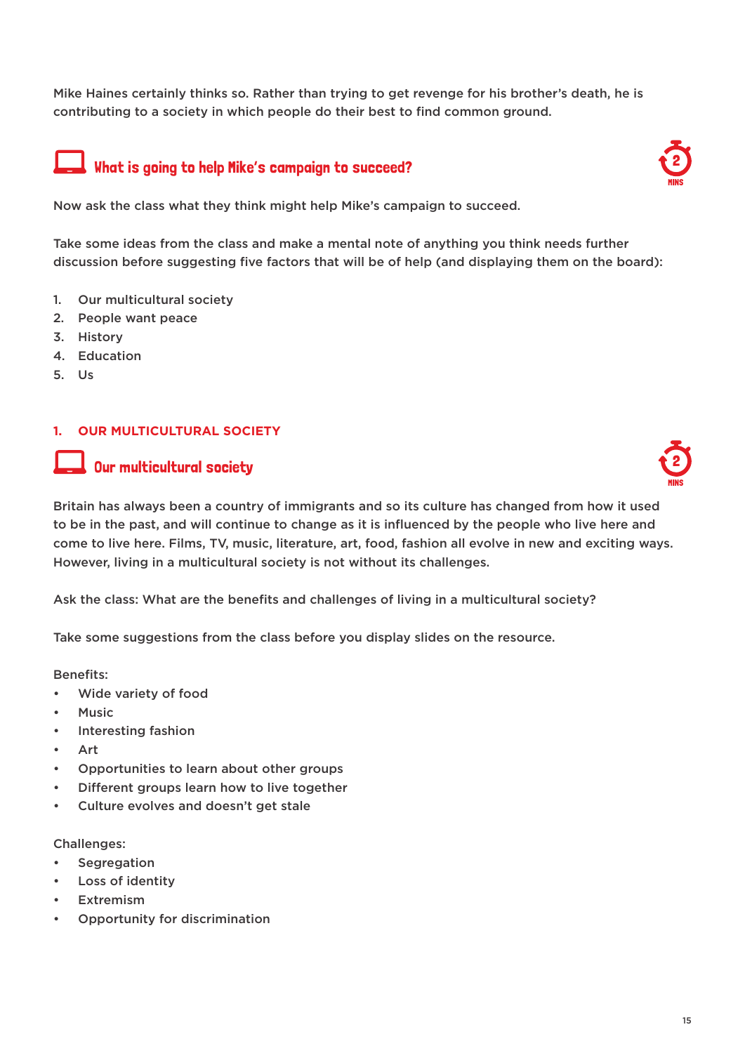Mike Haines certainly thinks so. Rather than trying to get revenge for his brother's death, he is contributing to a society in which people do their best to find common ground.

### What is going to help Mike's campaign to succeed?

2 MINS

Now ask the class what they think might help Mike's campaign to succeed.

Take some ideas from the class and make a mental note of anything you think needs further discussion before suggesting five factors that will be of help (and displaying them on the board):

1. Our multicultural society
2. People want peace
3. History
4. Education
5. Us

## 1. OUR MULTICULTURAL SOCIETY

### Our multicultural society

2 MINS

Britain has always been a country of immigrants and so its culture has changed from how it used to be in the past, and will continue to change as it is influenced by the people who live here and come to live here. Films, TV, music, literature, art, food, fashion all evolve in new and exciting ways. However, living in a multicultural society is not without its challenges.

Ask the class: What are the benefits and challenges of living in a multicultural society?

Take some suggestions from the class before you display slides on the resource.

Benefits:

- Wide variety of food
- Music
- Interesting fashion
- Art
- Opportunities to learn about other groups
- Different groups learn how to live together
- Culture evolves and doesn't get stale

Challenges:

- Segregation
- Loss of identity
- Extremism
- Opportunity for discrimination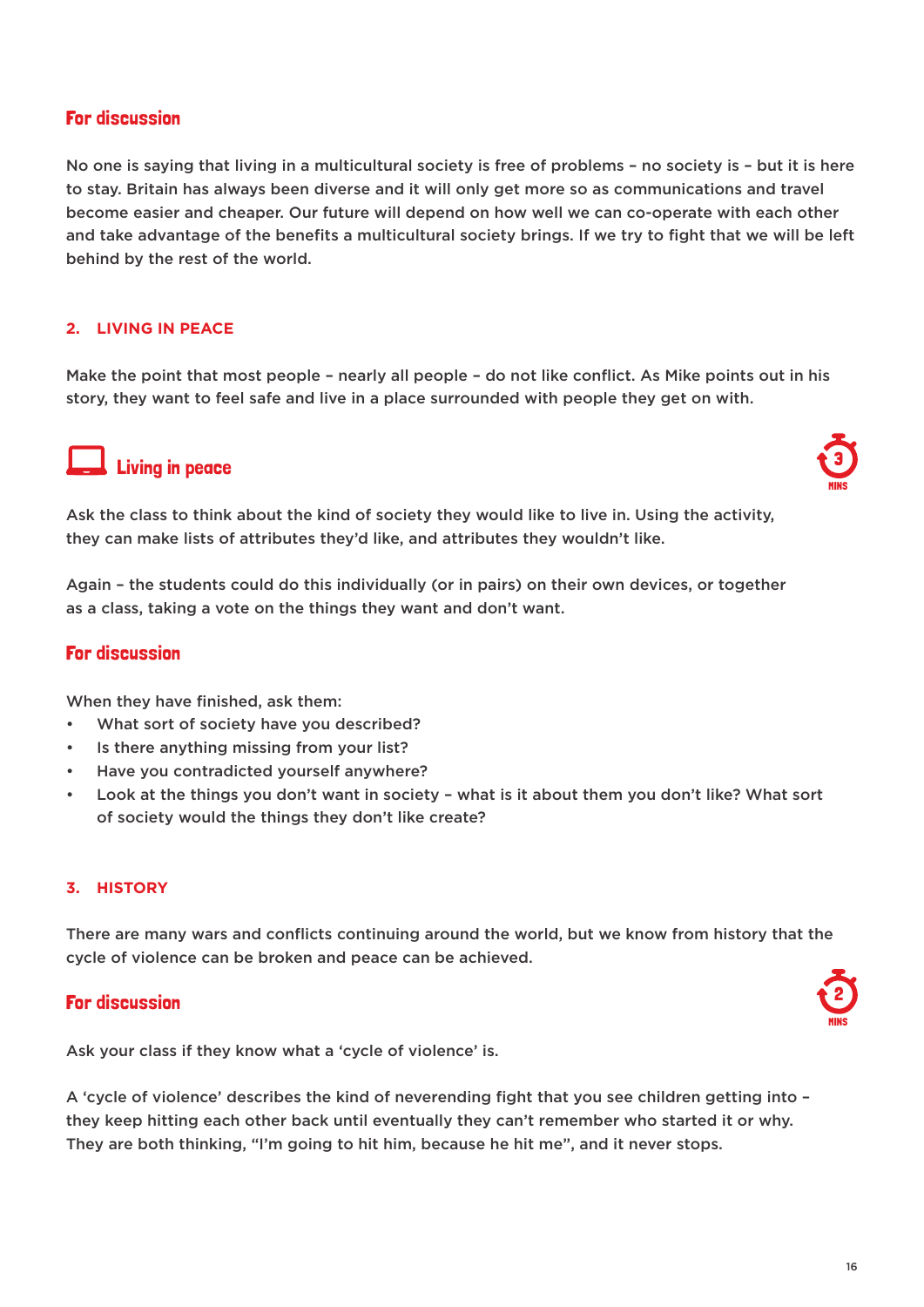### For discussion

No one is saying that living in a multicultural society is free of problems – no society is – but it is here to stay. Britain has always been diverse and it will only get more so as communications and travel become easier and cheaper. Our future will depend on how well we can co-operate with each other and take advantage of the benefits a multicultural society brings. If we try to fight that we will be left behind by the rest of the world.

## 2. LIVING IN PEACE

Make the point that most people – nearly all people – do not like conflict. As Mike points out in his story, they want to feel safe and live in a place surrounded with people they get on with.

### Living in peace

3 MINS

Ask the class to think about the kind of society they would like to live in. Using the activity, they can make lists of attributes they'd like, and attributes they wouldn't like.

Again – the students could do this individually (or in pairs) on their own devices, or together as a class, taking a vote on the things they want and don't want.

### For discussion

When they have finished, ask them:

- What sort of society have you described?
- Is there anything missing from your list?
- Have you contradicted yourself anywhere?
- Look at the things you don't want in society – what is it about them you don't like? What sort of society would the things they don't like create?

## 3. HISTORY

There are many wars and conflicts continuing around the world, but we know from history that the cycle of violence can be broken and peace can be achieved.

### For discussion

2 MINS

Ask your class if they know what a 'cycle of violence' is.

A 'cycle of violence' describes the kind of neverending fight that you see children getting into – they keep hitting each other back until eventually they can't remember who started it or why. They are both thinking, "I'm going to hit him, because he hit me", and it never stops.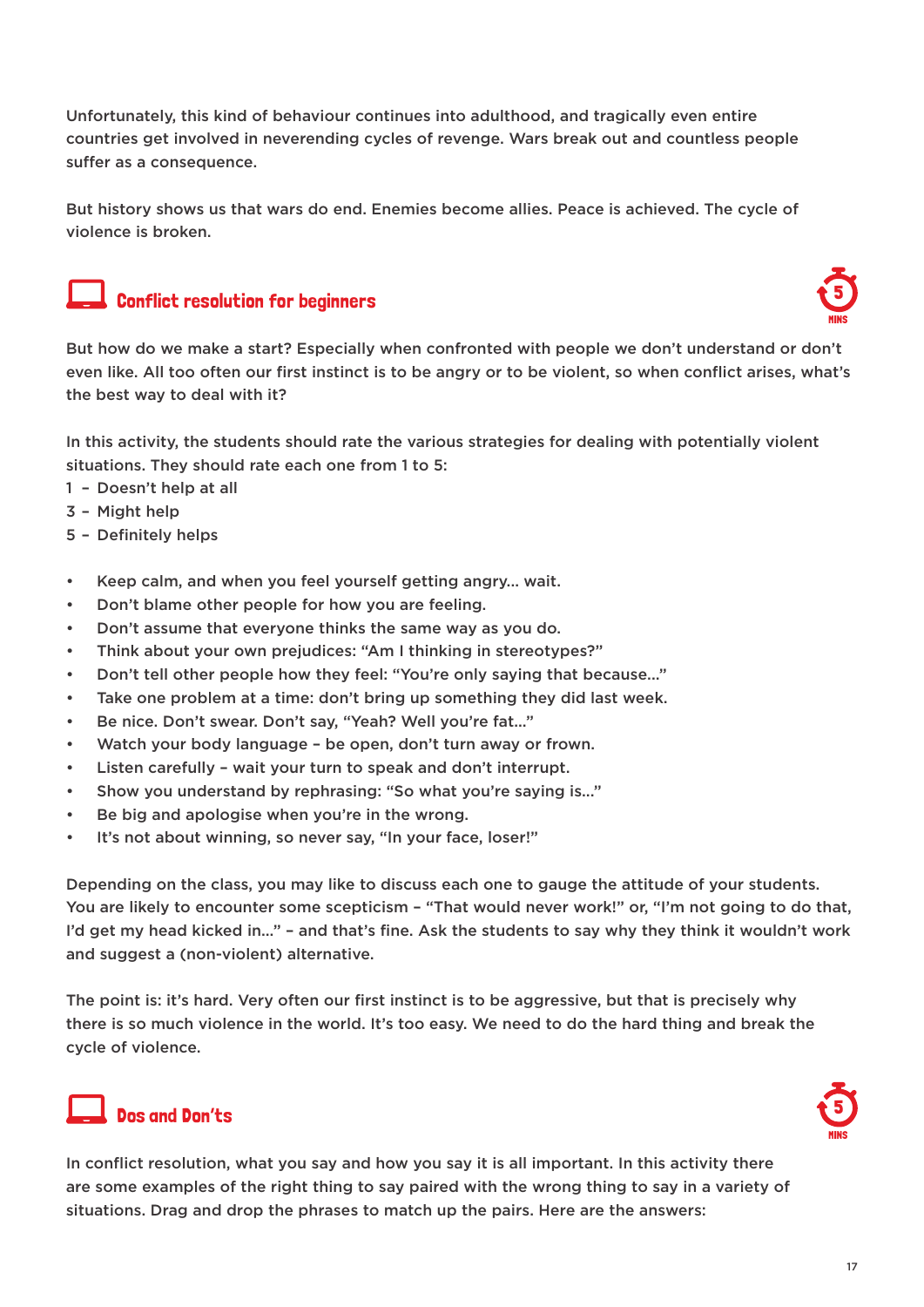Unfortunately, this kind of behaviour continues into adulthood, and tragically even entire countries get involved in neverending cycles of revenge. Wars break out and countless people suffer as a consequence.

But history shows us that wars do end. Enemies become allies. Peace is achieved. The cycle of violence is broken.

## Conflict resolution for beginners

5 MINS

But how do we make a start? Especially when confronted with people we don't understand or don't even like. All too often our first instinct is to be angry or to be violent, so when conflict arises, what's the best way to deal with it?

In this activity, the students should rate the various strategies for dealing with potentially violent situations. They should rate each one from 1 to 5:

1 – Doesn't help at all
3 – Might help
5 – Definitely helps

- Keep calm, and when you feel yourself getting angry… wait.
- Don't blame other people for how you are feeling.
- Don't assume that everyone thinks the same way as you do.
- Think about your own prejudices: "Am I thinking in stereotypes?"
- Don't tell other people how they feel: "You're only saying that because…"
- Take one problem at a time: don't bring up something they did last week.
- Be nice. Don't swear. Don't say, "Yeah? Well you're fat…"
- Watch your body language – be open, don't turn away or frown.
- Listen carefully – wait your turn to speak and don't interrupt.
- Show you understand by rephrasing: "So what you're saying is…"
- Be big and apologise when you're in the wrong.
- It's not about winning, so never say, "In your face, loser!"

Depending on the class, you may like to discuss each one to gauge the attitude of your students. You are likely to encounter some scepticism – "That would never work!" or, "I'm not going to do that, I'd get my head kicked in…" – and that's fine. Ask the students to say why they think it wouldn't work and suggest a (non-violent) alternative.

The point is: it's hard. Very often our first instinct is to be aggressive, but that is precisely why there is so much violence in the world. It's too easy. We need to do the hard thing and break the cycle of violence.

## Dos and Don'ts

5 MINS

In conflict resolution, what you say and how you say it is all important. In this activity there are some examples of the right thing to say paired with the wrong thing to say in a variety of situations. Drag and drop the phrases to match up the pairs. Here are the answers: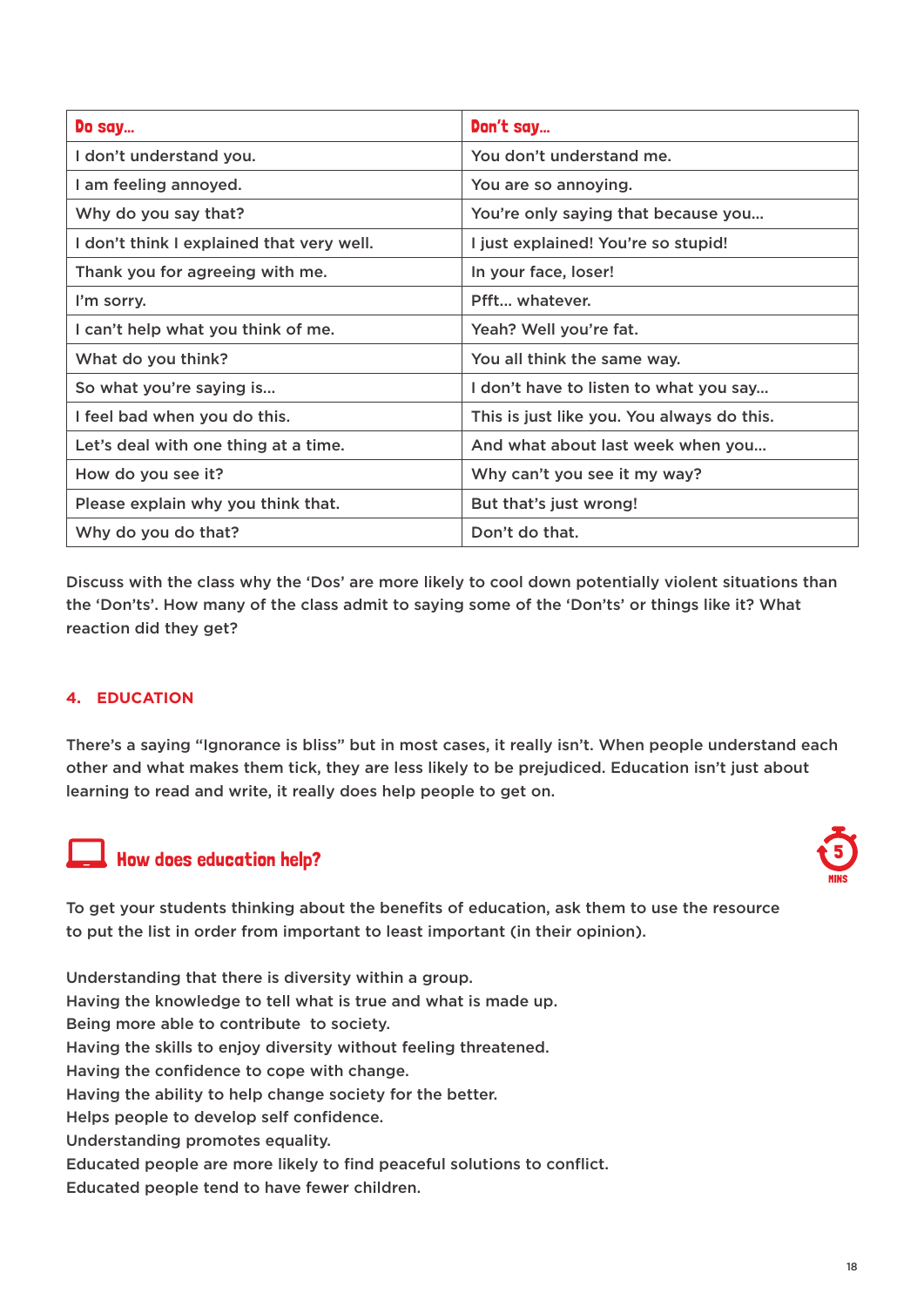| Do say… | Don't say… |
| --- | --- |
| I don't understand you. | You don't understand me. |
| I am feeling annoyed. | You are so annoying. |
| Why do you say that? | You're only saying that because you… |
| I don't think I explained that very well. | I just explained! You're so stupid! |
| Thank you for agreeing with me. | In your face, loser! |
| I'm sorry. | Pfft… whatever. |
| I can't help what you think of me. | Yeah? Well you're fat. |
| What do you think? | You all think the same way. |
| So what you're saying is… | I don't have to listen to what you say… |
| I feel bad when you do this. | This is just like you. You always do this. |
| Let's deal with one thing at a time. | And what about last week when you… |
| How do you see it? | Why can't you see it my way? |
| Please explain why you think that. | But that's just wrong! |
| Why do you do that? | Don't do that. |

Discuss with the class why the 'Dos' are more likely to cool down potentially violent situations than the 'Don'ts'. How many of the class admit to saying some of the 'Don'ts' or things like it? What reaction did they get?

## 4. EDUCATION

There's a saying "Ignorance is bliss" but in most cases, it really isn't. When people understand each other and what makes them tick, they are less likely to be prejudiced. Education isn't just about learning to read and write, it really does help people to get on.

### How does education help?

5 MINS

To get your students thinking about the benefits of education, ask them to use the resource to put the list in order from important to least important (in their opinion).

Understanding that there is diversity within a group.
Having the knowledge to tell what is true and what is made up.
Being more able to contribute to society.
Having the skills to enjoy diversity without feeling threatened.
Having the confidence to cope with change.
Having the ability to help change society for the better.
Helps people to develop self confidence.
Understanding promotes equality.
Educated people are more likely to find peaceful solutions to conflict.
Educated people tend to have fewer children.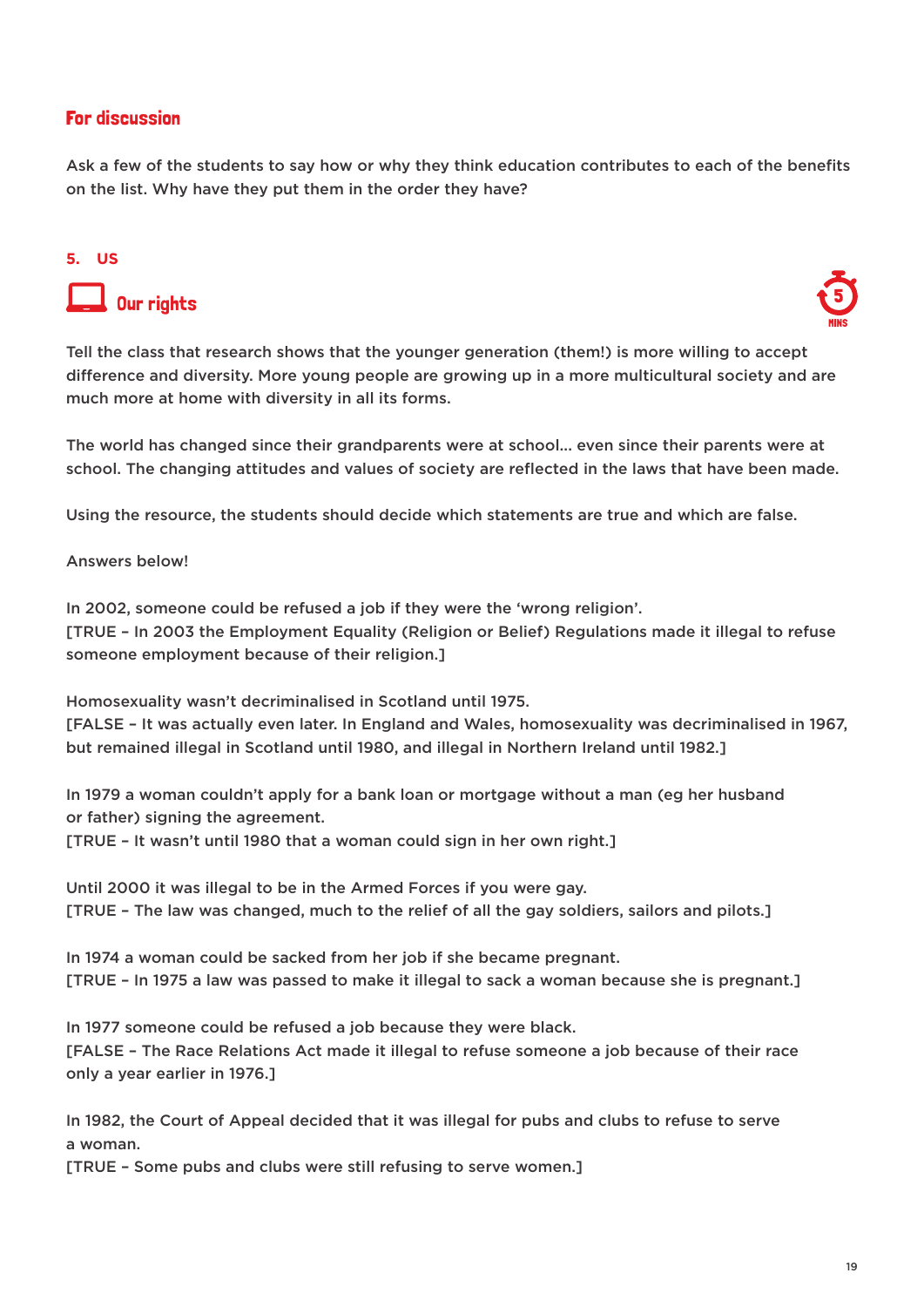## For discussion

Ask a few of the students to say how or why they think education contributes to each of the benefits on the list. Why have they put them in the order they have?

### 5. US

## Our rights

5 MINS

Tell the class that research shows that the younger generation (them!) is more willing to accept difference and diversity. More young people are growing up in a more multicultural society and are much more at home with diversity in all its forms.

The world has changed since their grandparents were at school... even since their parents were at school. The changing attitudes and values of society are reflected in the laws that have been made.

Using the resource, the students should decide which statements are true and which are false.

Answers below!

In 2002, someone could be refused a job if they were the 'wrong religion'.
[TRUE – In 2003 the Employment Equality (Religion or Belief) Regulations made it illegal to refuse someone employment because of their religion.]

Homosexuality wasn't decriminalised in Scotland until 1975.
[FALSE – It was actually even later. In England and Wales, homosexuality was decriminalised in 1967, but remained illegal in Scotland until 1980, and illegal in Northern Ireland until 1982.]

In 1979 a woman couldn't apply for a bank loan or mortgage without a man (eg her husband or father) signing the agreement.
[TRUE – It wasn't until 1980 that a woman could sign in her own right.]

Until 2000 it was illegal to be in the Armed Forces if you were gay.
[TRUE – The law was changed, much to the relief of all the gay soldiers, sailors and pilots.]

In 1974 a woman could be sacked from her job if she became pregnant.
[TRUE – In 1975 a law was passed to make it illegal to sack a woman because she is pregnant.]

In 1977 someone could be refused a job because they were black.
[FALSE – The Race Relations Act made it illegal to refuse someone a job because of their race only a year earlier in 1976.]

In 1982, the Court of Appeal decided that it was illegal for pubs and clubs to refuse to serve a woman.
[TRUE – Some pubs and clubs were still refusing to serve women.]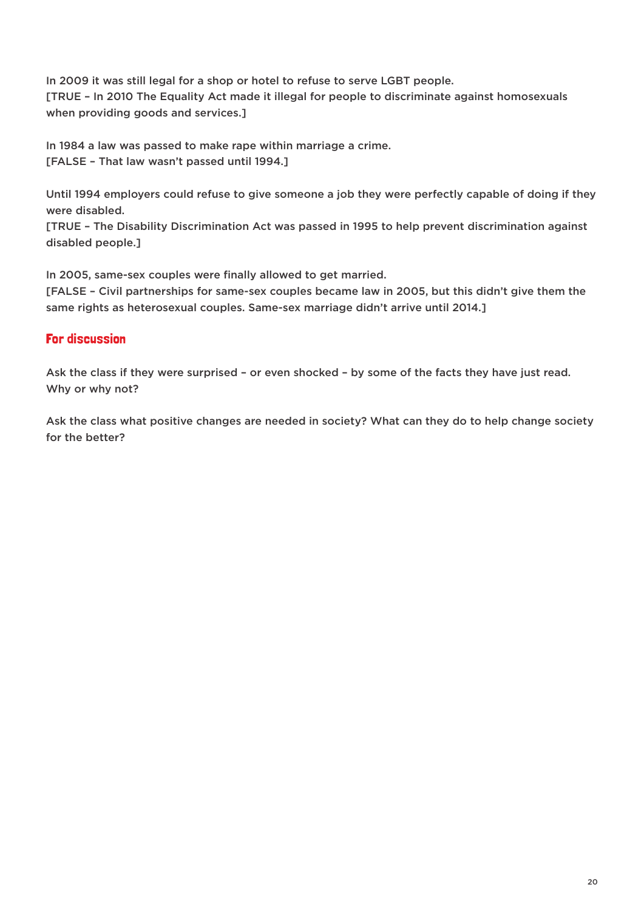In 2009 it was still legal for a shop or hotel to refuse to serve LGBT people.
[TRUE – In 2010 The Equality Act made it illegal for people to discriminate against homosexuals when providing goods and services.]

In 1984 a law was passed to make rape within marriage a crime.
[FALSE – That law wasn't passed until 1994.]

Until 1994 employers could refuse to give someone a job they were perfectly capable of doing if they were disabled.
[TRUE – The Disability Discrimination Act was passed in 1995 to help prevent discrimination against disabled people.]

In 2005, same-sex couples were finally allowed to get married.
[FALSE – Civil partnerships for same-sex couples became law in 2005, but this didn't give them the same rights as heterosexual couples. Same-sex marriage didn't arrive until 2014.]

## For discussion

Ask the class if they were surprised – or even shocked – by some of the facts they have just read. Why or why not?

Ask the class what positive changes are needed in society? What can they do to help change society for the better?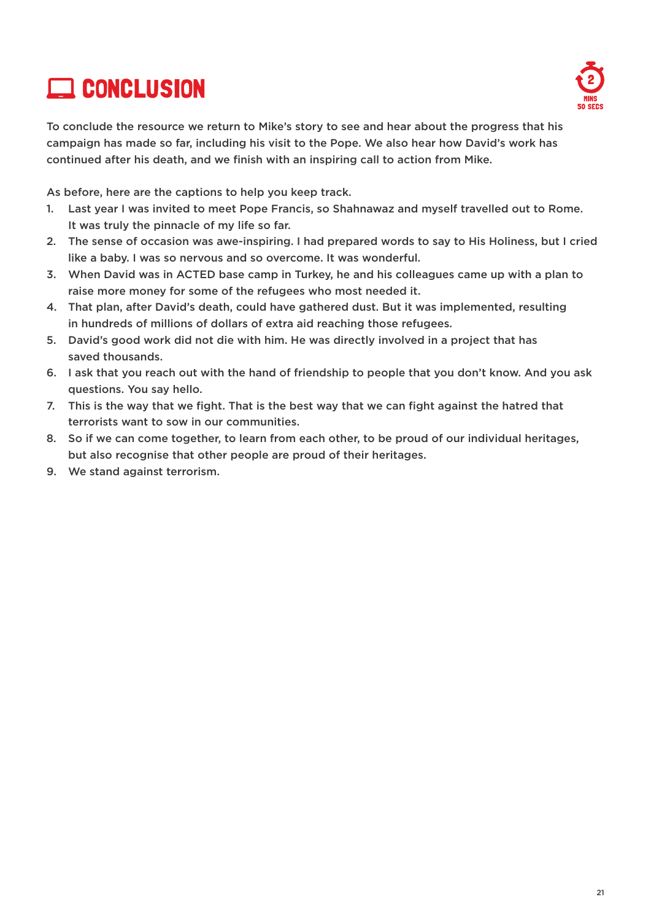# CONCLUSION

2 MINS 50 SECS

To conclude the resource we return to Mike's story to see and hear about the progress that his campaign has made so far, including his visit to the Pope. We also hear how David's work has continued after his death, and we finish with an inspiring call to action from Mike.

As before, here are the captions to help you keep track.

1. Last year I was invited to meet Pope Francis, so Shahnawaz and myself travelled out to Rome. It was truly the pinnacle of my life so far.
2. The sense of occasion was awe-inspiring. I had prepared words to say to His Holiness, but I cried like a baby. I was so nervous and so overcome. It was wonderful.
3. When David was in ACTED base camp in Turkey, he and his colleagues came up with a plan to raise more money for some of the refugees who most needed it.
4. That plan, after David's death, could have gathered dust. But it was implemented, resulting in hundreds of millions of dollars of extra aid reaching those refugees.
5. David's good work did not die with him. He was directly involved in a project that has saved thousands.
6. I ask that you reach out with the hand of friendship to people that you don't know. And you ask questions. You say hello.
7. This is the way that we fight. That is the best way that we can fight against the hatred that terrorists want to sow in our communities.
8. So if we can come together, to learn from each other, to be proud of our individual heritages, but also recognise that other people are proud of their heritages.
9. We stand against terrorism.